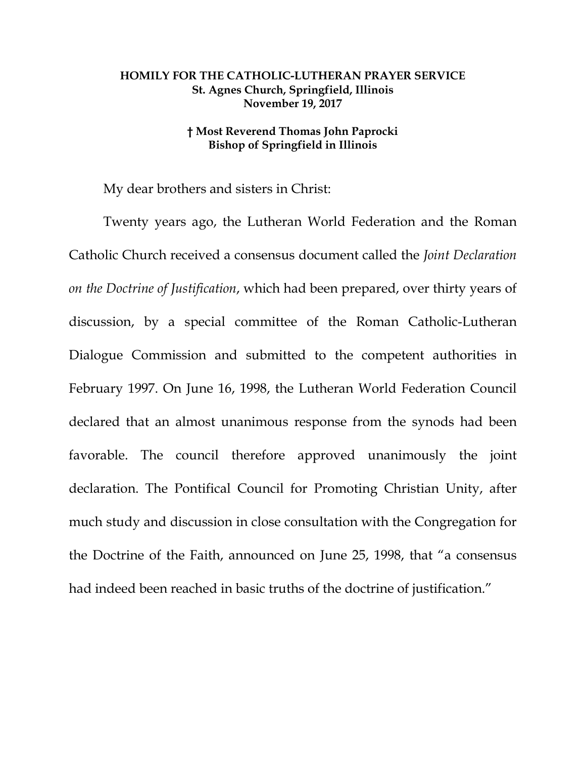**HOMILY FOR THE CATHOLIC-LUTHERAN PRAYER SERVICE**
**St. Agnes Church, Springfield, Illinois**
**November 19, 2017**

**† Most Reverend Thomas John Paprocki**
**Bishop of Springfield in Illinois**

My dear brothers and sisters in Christ:

Twenty years ago, the Lutheran World Federation and the Roman Catholic Church received a consensus document called the *Joint Declaration on the Doctrine of Justification*, which had been prepared, over thirty years of discussion, by a special committee of the Roman Catholic-Lutheran Dialogue Commission and submitted to the competent authorities in February 1997. On June 16, 1998, the Lutheran World Federation Council declared that an almost unanimous response from the synods had been favorable. The council therefore approved unanimously the joint declaration. The Pontifical Council for Promoting Christian Unity, after much study and discussion in close consultation with the Congregation for the Doctrine of the Faith, announced on June 25, 1998, that "a consensus had indeed been reached in basic truths of the doctrine of justification."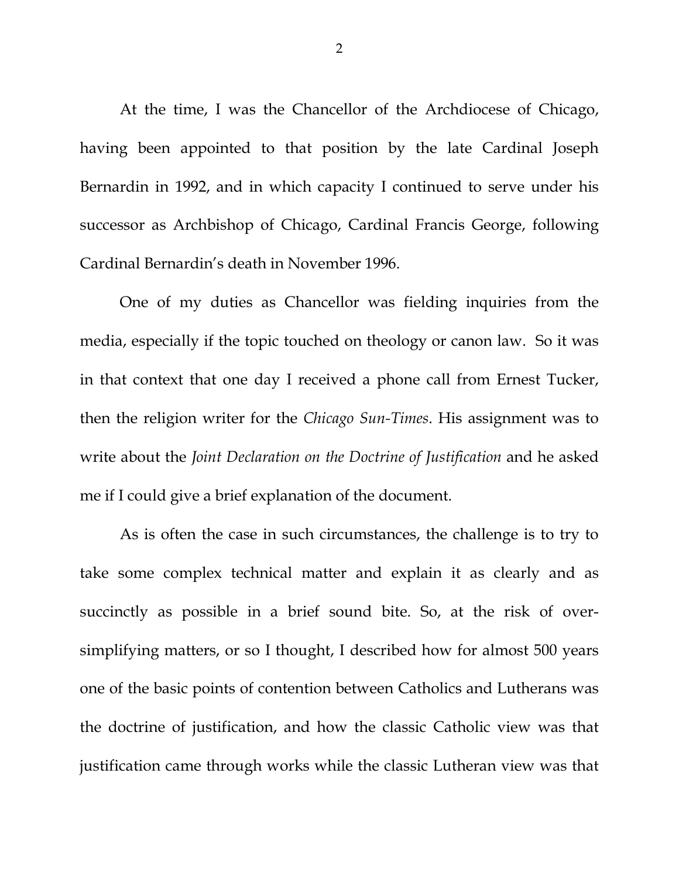At the time, I was the Chancellor of the Archdiocese of Chicago, having been appointed to that position by the late Cardinal Joseph Bernardin in 1992, and in which capacity I continued to serve under his successor as Archbishop of Chicago, Cardinal Francis George, following Cardinal Bernardin's death in November 1996.

One of my duties as Chancellor was fielding inquiries from the media, especially if the topic touched on theology or canon law. So it was in that context that one day I received a phone call from Ernest Tucker, then the religion writer for the *Chicago Sun-Times*. His assignment was to write about the *Joint Declaration on the Doctrine of Justification* and he asked me if I could give a brief explanation of the document.

As is often the case in such circumstances, the challenge is to try to take some complex technical matter and explain it as clearly and as succinctly as possible in a brief sound bite. So, at the risk of over-simplifying matters, or so I thought, I described how for almost 500 years one of the basic points of contention between Catholics and Lutherans was the doctrine of justification, and how the classic Catholic view was that justification came through works while the classic Lutheran view was that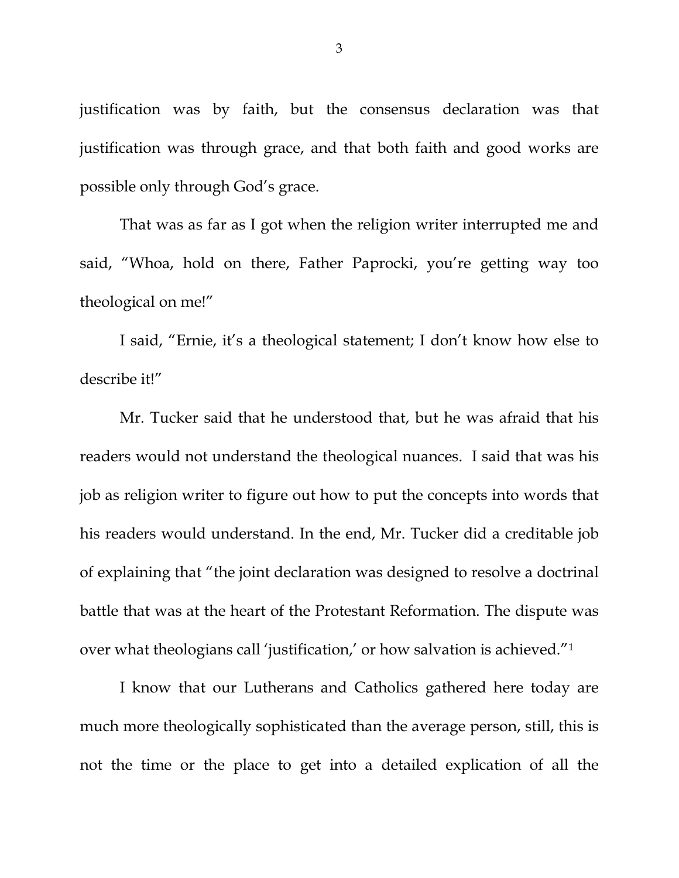justification was by faith, but the consensus declaration was that justification was through grace, and that both faith and good works are possible only through God's grace.

That was as far as I got when the religion writer interrupted me and said, "Whoa, hold on there, Father Paprocki, you're getting way too theological on me!"

I said, "Ernie, it's a theological statement; I don't know how else to describe it!"

Mr. Tucker said that he understood that, but he was afraid that his readers would not understand the theological nuances. I said that was his job as religion writer to figure out how to put the concepts into words that his readers would understand. In the end, Mr. Tucker did a creditable job of explaining that "the joint declaration was designed to resolve a doctrinal battle that was at the heart of the Protestant Reformation. The dispute was over what theologians call 'justification,' or how salvation is achieved."[1]

I know that our Lutherans and Catholics gathered here today are much more theologically sophisticated than the average person, still, this is not the time or the place to get into a detailed explication of all the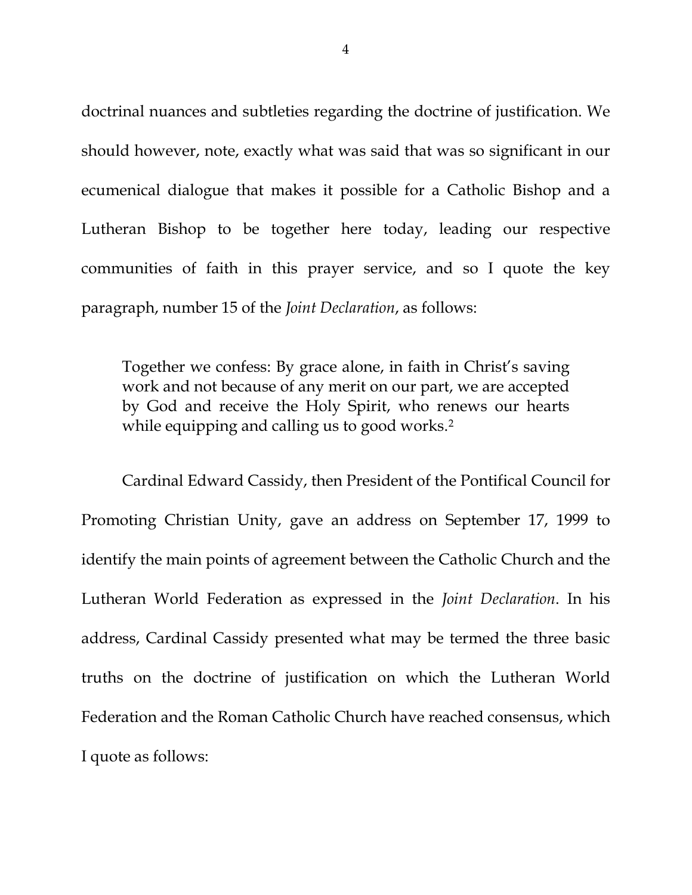doctrinal nuances and subtleties regarding the doctrine of justification. We should however, note, exactly what was said that was so significant in our ecumenical dialogue that makes it possible for a Catholic Bishop and a Lutheran Bishop to be together here today, leading our respective communities of faith in this prayer service, and so I quote the key paragraph, number 15 of the *Joint Declaration*, as follows:

> Together we confess: By grace alone, in faith in Christ's saving work and not because of any merit on our part, we are accepted by God and receive the Holy Spirit, who renews our hearts while equipping and calling us to good works.[2]

Cardinal Edward Cassidy, then President of the Pontifical Council for Promoting Christian Unity, gave an address on September 17, 1999 to identify the main points of agreement between the Catholic Church and the Lutheran World Federation as expressed in the *Joint Declaration*. In his address, Cardinal Cassidy presented what may be termed the three basic truths on the doctrine of justification on which the Lutheran World Federation and the Roman Catholic Church have reached consensus, which I quote as follows: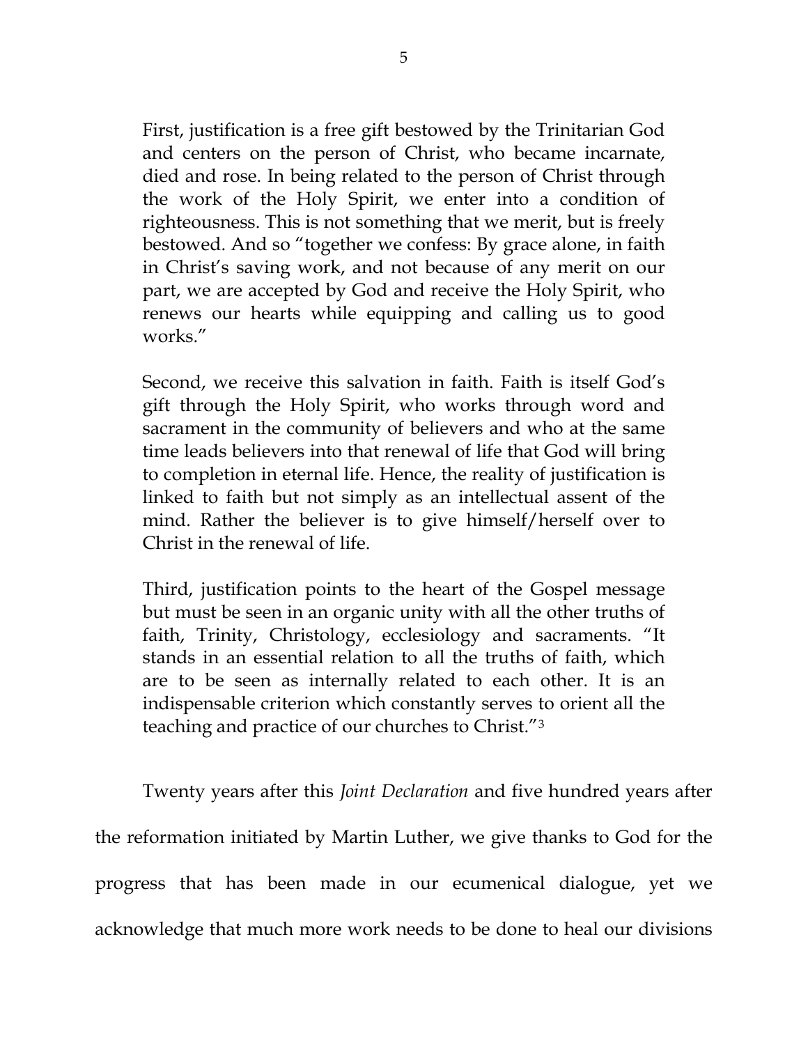First, justification is a free gift bestowed by the Trinitarian God and centers on the person of Christ, who became incarnate, died and rose. In being related to the person of Christ through the work of the Holy Spirit, we enter into a condition of righteousness. This is not something that we merit, but is freely bestowed. And so "together we confess: By grace alone, in faith in Christ's saving work, and not because of any merit on our part, we are accepted by God and receive the Holy Spirit, who renews our hearts while equipping and calling us to good works."

Second, we receive this salvation in faith. Faith is itself God's gift through the Holy Spirit, who works through word and sacrament in the community of believers and who at the same time leads believers into that renewal of life that God will bring to completion in eternal life. Hence, the reality of justification is linked to faith but not simply as an intellectual assent of the mind. Rather the believer is to give himself/herself over to Christ in the renewal of life.

Third, justification points to the heart of the Gospel message but must be seen in an organic unity with all the other truths of faith, Trinity, Christology, ecclesiology and sacraments. "It stands in an essential relation to all the truths of faith, which are to be seen as internally related to each other. It is an indispensable criterion which constantly serves to orient all the teaching and practice of our churches to Christ."[3]

Twenty years after this *Joint Declaration* and five hundred years after the reformation initiated by Martin Luther, we give thanks to God for the progress that has been made in our ecumenical dialogue, yet we acknowledge that much more work needs to be done to heal our divisions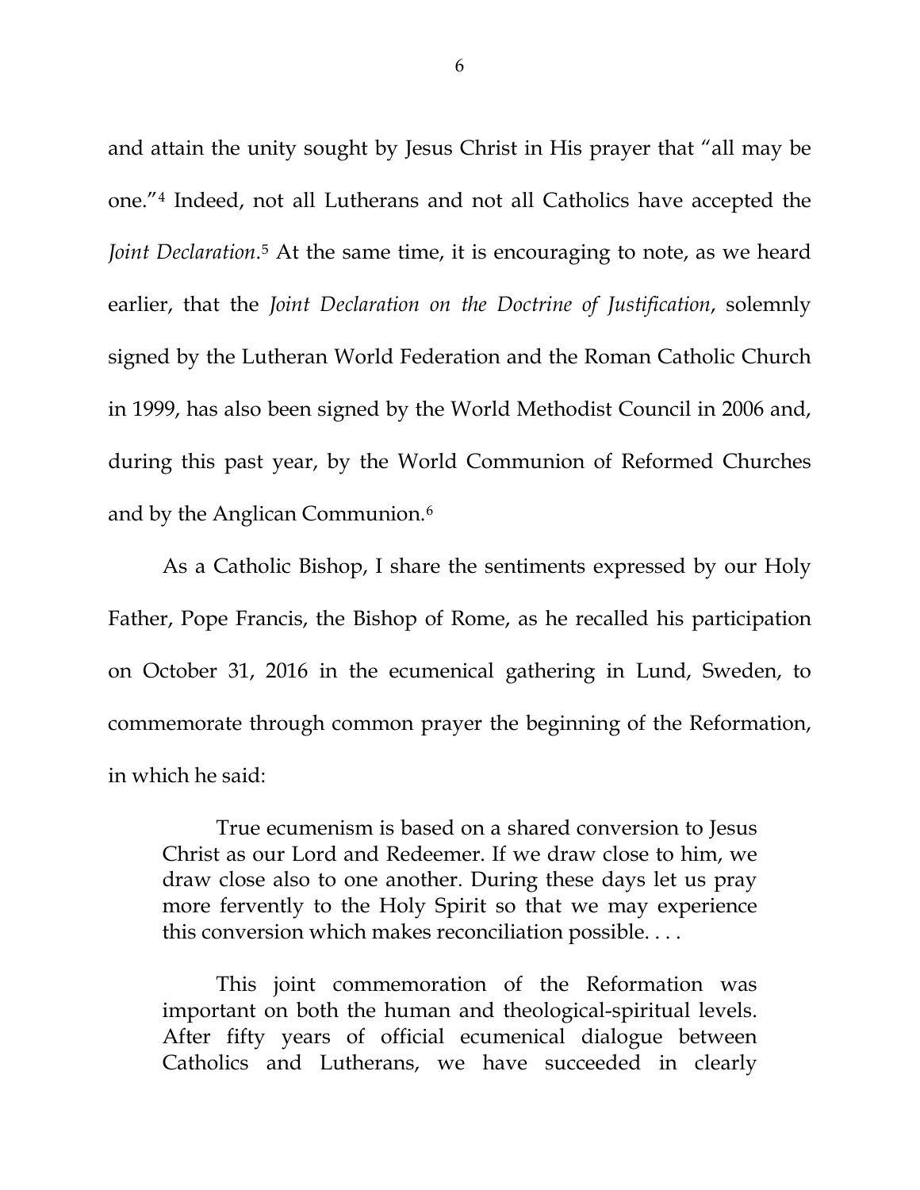and attain the unity sought by Jesus Christ in His prayer that "all may be one."[4] Indeed, not all Lutherans and not all Catholics have accepted the *Joint Declaration*.[5] At the same time, it is encouraging to note, as we heard earlier, that the *Joint Declaration on the Doctrine of Justification*, solemnly signed by the Lutheran World Federation and the Roman Catholic Church in 1999, has also been signed by the World Methodist Council in 2006 and, during this past year, by the World Communion of Reformed Churches and by the Anglican Communion.[6]

As a Catholic Bishop, I share the sentiments expressed by our Holy Father, Pope Francis, the Bishop of Rome, as he recalled his participation on October 31, 2016 in the ecumenical gathering in Lund, Sweden, to commemorate through common prayer the beginning of the Reformation, in which he said:

> True ecumenism is based on a shared conversion to Jesus Christ as our Lord and Redeemer. If we draw close to him, we draw close also to one another. During these days let us pray more fervently to the Holy Spirit so that we may experience this conversion which makes reconciliation possible. . . .
>
> This joint commemoration of the Reformation was important on both the human and theological-spiritual levels. After fifty years of official ecumenical dialogue between Catholics and Lutherans, we have succeeded in clearly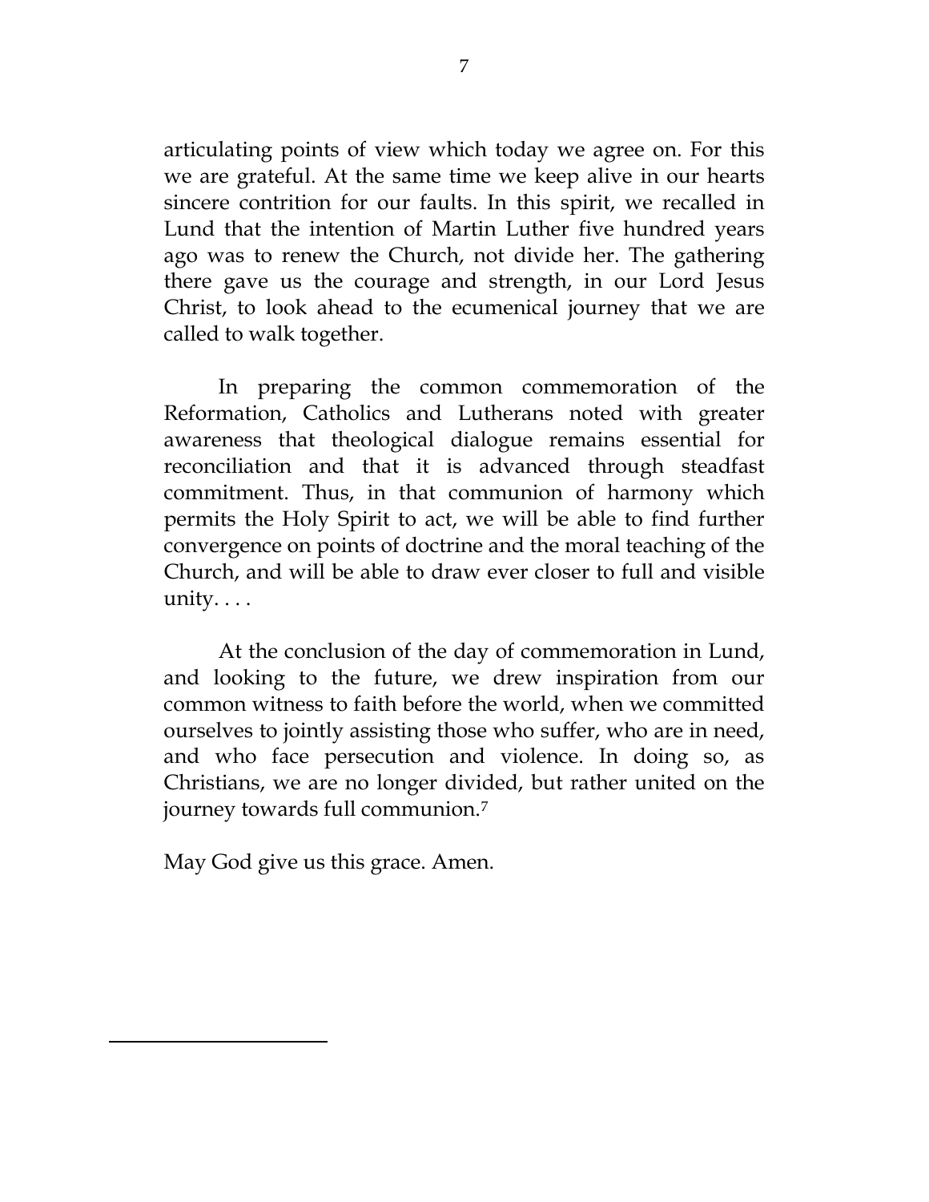articulating points of view which today we agree on. For this we are grateful. At the same time we keep alive in our hearts sincere contrition for our faults. In this spirit, we recalled in Lund that the intention of Martin Luther five hundred years ago was to renew the Church, not divide her. The gathering there gave us the courage and strength, in our Lord Jesus Christ, to look ahead to the ecumenical journey that we are called to walk together.

In preparing the common commemoration of the Reformation, Catholics and Lutherans noted with greater awareness that theological dialogue remains essential for reconciliation and that it is advanced through steadfast commitment. Thus, in that communion of harmony which permits the Holy Spirit to act, we will be able to find further convergence on points of doctrine and the moral teaching of the Church, and will be able to draw ever closer to full and visible unity. . . .

At the conclusion of the day of commemoration in Lund, and looking to the future, we drew inspiration from our common witness to faith before the world, when we committed ourselves to jointly assisting those who suffer, who are in need, and who face persecution and violence. In doing so, as Christians, we are no longer divided, but rather united on the journey towards full communion.[7]

May God give us this grace. Amen.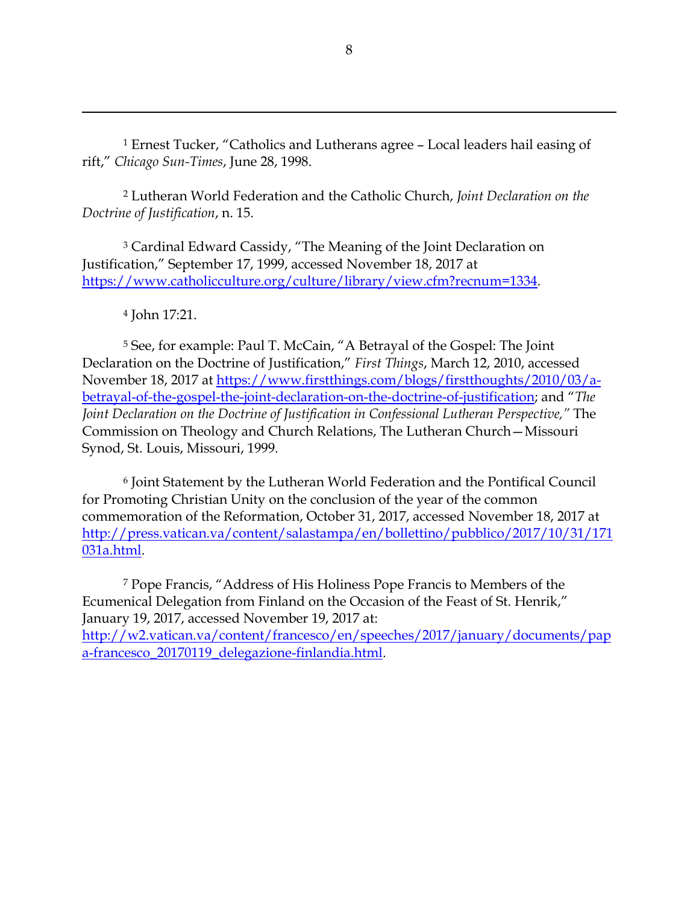[1] Ernest Tucker, "Catholics and Lutherans agree – Local leaders hail easing of rift," *Chicago Sun-Times*, June 28, 1998.

[2] Lutheran World Federation and the Catholic Church, *Joint Declaration on the Doctrine of Justification*, n. 15.

[3] Cardinal Edward Cassidy, "The Meaning of the Joint Declaration on Justification," September 17, 1999, accessed November 18, 2017 at https://www.catholicculture.org/culture/library/view.cfm?recnum=1334.

[4] John 17:21.

[5] See, for example: Paul T. McCain, "A Betrayal of the Gospel: The Joint Declaration on the Doctrine of Justification," *First Things*, March 12, 2010, accessed November 18, 2017 at https://www.firstthings.com/blogs/firstthoughts/2010/03/a-betrayal-of-the-gospel-the-joint-declaration-on-the-doctrine-of-justification; and "*The Joint Declaration on the Doctrine of Justification in Confessional Lutheran Perspective,*" The Commission on Theology and Church Relations, The Lutheran Church—Missouri Synod, St. Louis, Missouri, 1999.

[6] Joint Statement by the Lutheran World Federation and the Pontifical Council for Promoting Christian Unity on the conclusion of the year of the common commemoration of the Reformation, October 31, 2017, accessed November 18, 2017 at http://press.vatican.va/content/salastampa/en/bollettino/pubblico/2017/10/31/171031a.html.

[7] Pope Francis, "Address of His Holiness Pope Francis to Members of the Ecumenical Delegation from Finland on the Occasion of the Feast of St. Henrik," January 19, 2017, accessed November 19, 2017 at: http://w2.vatican.va/content/francesco/en/speeches/2017/january/documents/papa-francesco_20170119_delegazione-finlandia.html.